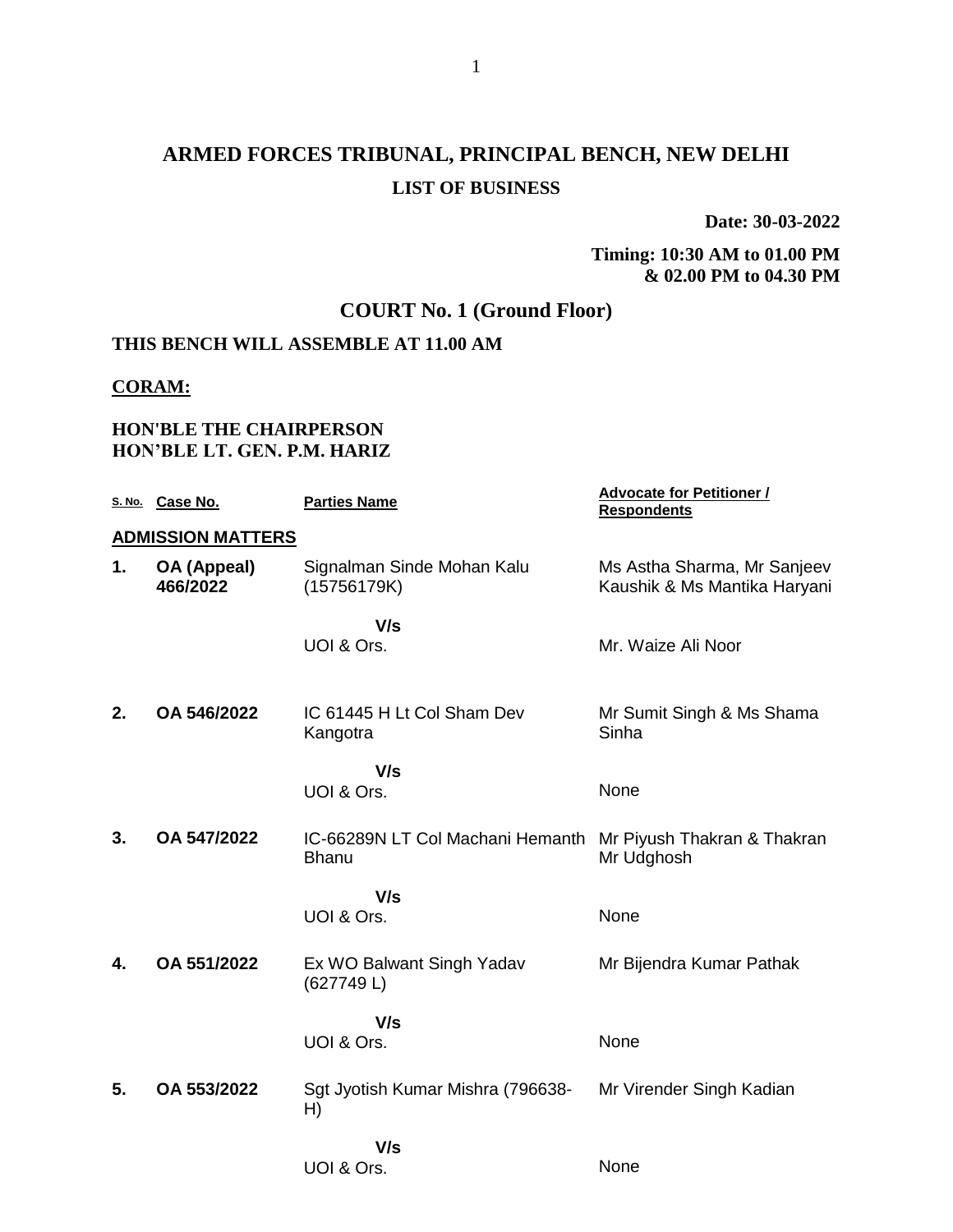# ARMED FORCES TRIBUNAL, PRINCIPAL BENCH, NEW DELHI

## LIST OF BUSINESS

**Date: 30-03-2022**

**Timing: 10:30 AM to 01.00 PM & 02.00 PM to 04.30 PM**

## COURT No. 1 (Ground Floor)

**THIS BENCH WILL ASSEMBLE AT 11.00 AM**

**CORAM:**

**HON'BLE THE CHAIRPERSON**
**HON'BLE LT. GEN. P.M. HARIZ**

| S. No. | Case No. | Parties Name | Advocate for Petitioner / Respondents |
|---|---|---|---|
| **ADMISSION MATTERS** | | | |
| **1.** | **OA (Appeal) 466/2022** | Signalman Sinde Mohan Kalu (15756179K) | Ms Astha Sharma, Mr Sanjeev Kaushik & Ms Mantika Haryani |
| | | **V/s** | |
| | | UOI & Ors. | Mr. Waize Ali Noor |
| **2.** | **OA 546/2022** | IC 61445 H Lt Col Sham Dev Kangotra | Mr Sumit Singh & Ms Shama Sinha |
| | | **V/s** | |
| | | UOI & Ors. | None |
| **3.** | **OA 547/2022** | IC-66289N LT Col Machani Hemanth Bhanu | Mr Piyush Thakran & Thakran Mr Udghosh |
| | | **V/s** | |
| | | UOI & Ors. | None |
| **4.** | **OA 551/2022** | Ex WO Balwant Singh Yadav (627749 L) | Mr Bijendra Kumar Pathak |
| | | **V/s** | |
| | | UOI & Ors. | None |
| **5.** | **OA 553/2022** | Sgt Jyotish Kumar Mishra (796638-H) | Mr Virender Singh Kadian |
| | | **V/s** | |
| | | UOI & Ors. | None |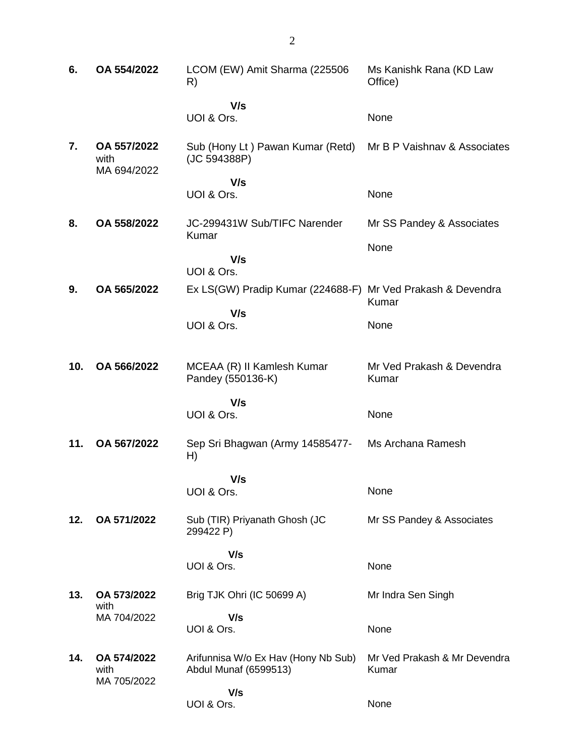| | | | |
|---|---|---|---|
| 6. | OA 554/2022 | LCOM (EW) Amit Sharma (225506 R)<br><br>**V/s**<br>UOI & Ors. | Ms Kanishk Rana (KD Law Office)<br><br>None |
| 7. | OA 557/2022 with MA 694/2022 | Sub (Hony Lt ) Pawan Kumar (Retd) (JC 594388P)<br><br>**V/s**<br>UOI & Ors. | Mr B P Vaishnav & Associates<br><br>None |
| 8. | OA 558/2022 | JC-299431W Sub/TIFC Narender Kumar<br><br>**V/s**<br>UOI & Ors. | Mr SS Pandey & Associates<br><br>None |
| 9. | OA 565/2022 | Ex LS(GW) Pradip Kumar (224688-F)<br><br>**V/s**<br>UOI & Ors. | Mr Ved Prakash & Devendra Kumar<br><br>None |
| 10. | OA 566/2022 | MCEAA (R) II Kamlesh Kumar Pandey (550136-K)<br><br>**V/s**<br>UOI & Ors. | Mr Ved Prakash & Devendra Kumar<br><br>None |
| 11. | OA 567/2022 | Sep Sri Bhagwan (Army 14585477-H)<br><br>**V/s**<br>UOI & Ors. | Ms Archana Ramesh<br><br>None |
| 12. | OA 571/2022 | Sub (TIR) Priyanath Ghosh (JC 299422 P)<br><br>**V/s**<br>UOI & Ors. | Mr SS Pandey & Associates<br><br>None |
| 13. | OA 573/2022 with MA 704/2022 | Brig TJK Ohri (IC 50699 A)<br><br>**V/s**<br>UOI & Ors. | Mr Indra Sen Singh<br><br>None |
| 14. | OA 574/2022 with MA 705/2022 | Arifunnisa W/o Ex Hav (Hony Nb Sub) Abdul Munaf (6599513)<br><br>**V/s**<br>UOI & Ors. | Mr Ved Prakash & Mr Devendra Kumar<br><br>None |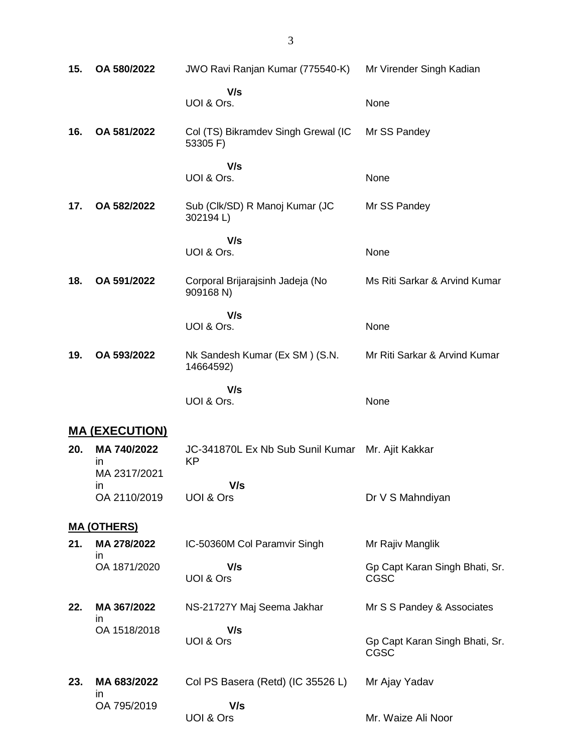| | | | |
|---|---|---|---|
| **15.** | **OA 580/2022** | JWO Ravi Ranjan Kumar (775540-K) **V/s** UOI & Ors. | Mr Virender Singh Kadian<br><br>None |
| **16.** | **OA 581/2022** | Col (TS) Bikramdev Singh Grewal (IC 53305 F) **V/s** UOI & Ors. | Mr SS Pandey<br><br>None |
| **17.** | **OA 582/2022** | Sub (Clk/SD) R Manoj Kumar (JC 302194 L) **V/s** UOI & Ors. | Mr SS Pandey<br><br>None |
| **18.** | **OA 591/2022** | Corporal Brijarajsinh Jadeja (No 909168 N) **V/s** UOI & Ors. | Ms Riti Sarkar & Arvind Kumar<br><br>None |
| **19.** | **OA 593/2022** | Nk Sandesh Kumar (Ex SM ) (S.N. 14664592) **V/s** UOI & Ors. | Mr Riti Sarkar & Arvind Kumar<br><br>None |

## MA (EXECUTION)

| | | | |
|---|---|---|---|
| **20.** | **MA 740/2022** in MA 2317/2021 in OA 2110/2019 | JC-341870L Ex Nb Sub Sunil Kumar KP **V/s** UOI & Ors | Mr. Ajit Kakkar<br><br>Dr V S Mahndiyan |

## MA (OTHERS)

| | | | |
|---|---|---|---|
| **21.** | **MA 278/2022** in OA 1871/2020 | IC-50360M Col Paramvir Singh **V/s** UOI & Ors | Mr Rajiv Manglik<br><br>Gp Capt Karan Singh Bhati, Sr. CGSC |
| **22.** | **MA 367/2022** in OA 1518/2018 | NS-21727Y Maj Seema Jakhar **V/s** UOI & Ors | Mr S S Pandey & Associates<br><br>Gp Capt Karan Singh Bhati, Sr. CGSC |
| **23.** | **MA 683/2022** in OA 795/2019 | Col PS Basera (Retd) (IC 35526 L) **V/s** UOI & Ors | Mr Ajay Yadav<br><br>Mr. Waize Ali Noor |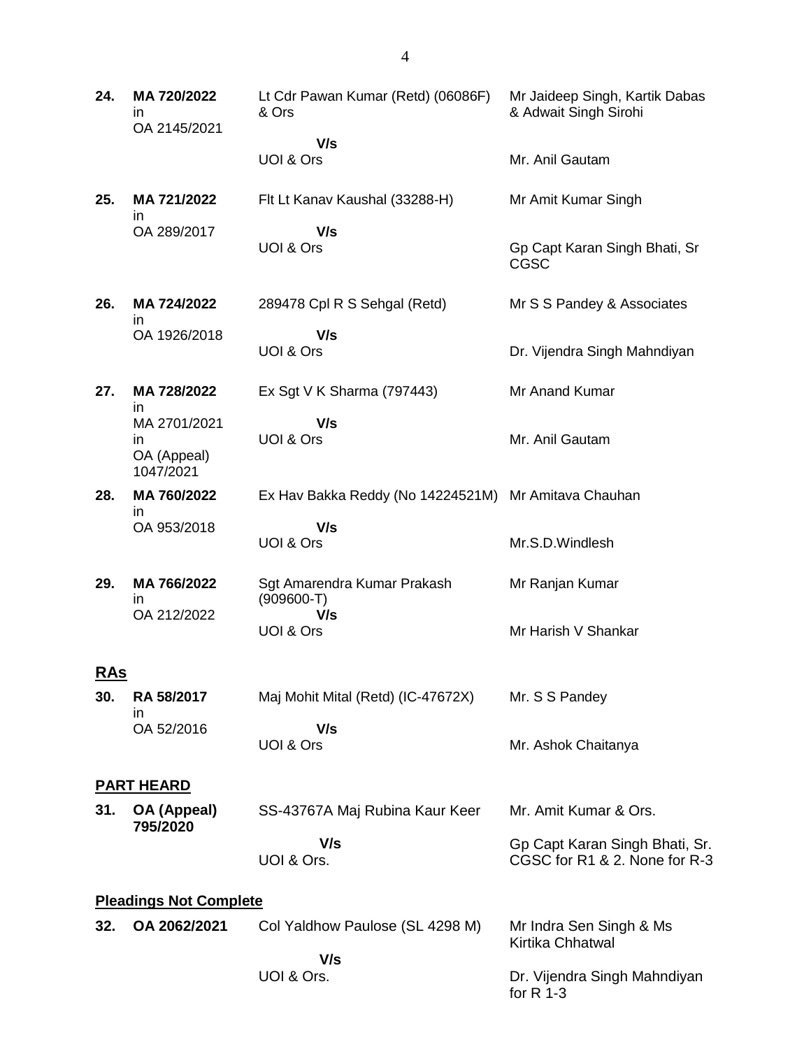| | | | |
|---|---|---|---|
| **24.** | **MA 720/2022** in OA 2145/2021 | Lt Cdr Pawan Kumar (Retd) (06086F) & Ors **V/s** UOI & Ors | Mr Jaideep Singh, Kartik Dabas & Adwait Singh Sirohi<br><br>Mr. Anil Gautam |
| **25.** | **MA 721/2022** in OA 289/2017 | Flt Lt Kanav Kaushal (33288-H) **V/s** UOI & Ors | Mr Amit Kumar Singh<br><br>Gp Capt Karan Singh Bhati, Sr CGSC |
| **26.** | **MA 724/2022** in OA 1926/2018 | 289478 Cpl R S Sehgal (Retd) **V/s** UOI & Ors | Mr S S Pandey & Associates<br><br>Dr. Vijendra Singh Mahndiyan |
| **27.** | **MA 728/2022** in MA 2701/2021 in OA (Appeal) 1047/2021 | Ex Sgt V K Sharma (797443) **V/s** UOI & Ors | Mr Anand Kumar<br><br>Mr. Anil Gautam |
| **28.** | **MA 760/2022** in OA 953/2018 | Ex Hav Bakka Reddy (No 14224521M) **V/s** UOI & Ors | Mr Amitava Chauhan<br><br>Mr.S.D.Windlesh |
| **29.** | **MA 766/2022** in OA 212/2022 | Sgt Amarendra Kumar Prakash (909600-T) **V/s** UOI & Ors | Mr Ranjan Kumar<br><br>Mr Harish V Shankar |

## RAs

| | | | |
|---|---|---|---|
| **30.** | **RA 58/2017** in OA 52/2016 | Maj Mohit Mital (Retd) (IC-47672X) **V/s** UOI & Ors | Mr. S S Pandey<br><br>Mr. Ashok Chaitanya |

## PART HEARD

| | | | |
|---|---|---|---|
| **31.** | **OA (Appeal) 795/2020** | SS-43767A Maj Rubina Kaur Keer **V/s** UOI & Ors. | Mr. Amit Kumar & Ors.<br><br>Gp Capt Karan Singh Bhati, Sr. CGSC for R1 & 2. None for R-3 |

## Pleadings Not Complete

| | | | |
|---|---|---|---|
| **32.** | **OA 2062/2021** | Col Yaldhow Paulose (SL 4298 M) **V/s** UOI & Ors. | Mr Indra Sen Singh & Ms Kirtika Chhatwal<br><br>Dr. Vijendra Singh Mahndiyan for R 1-3 |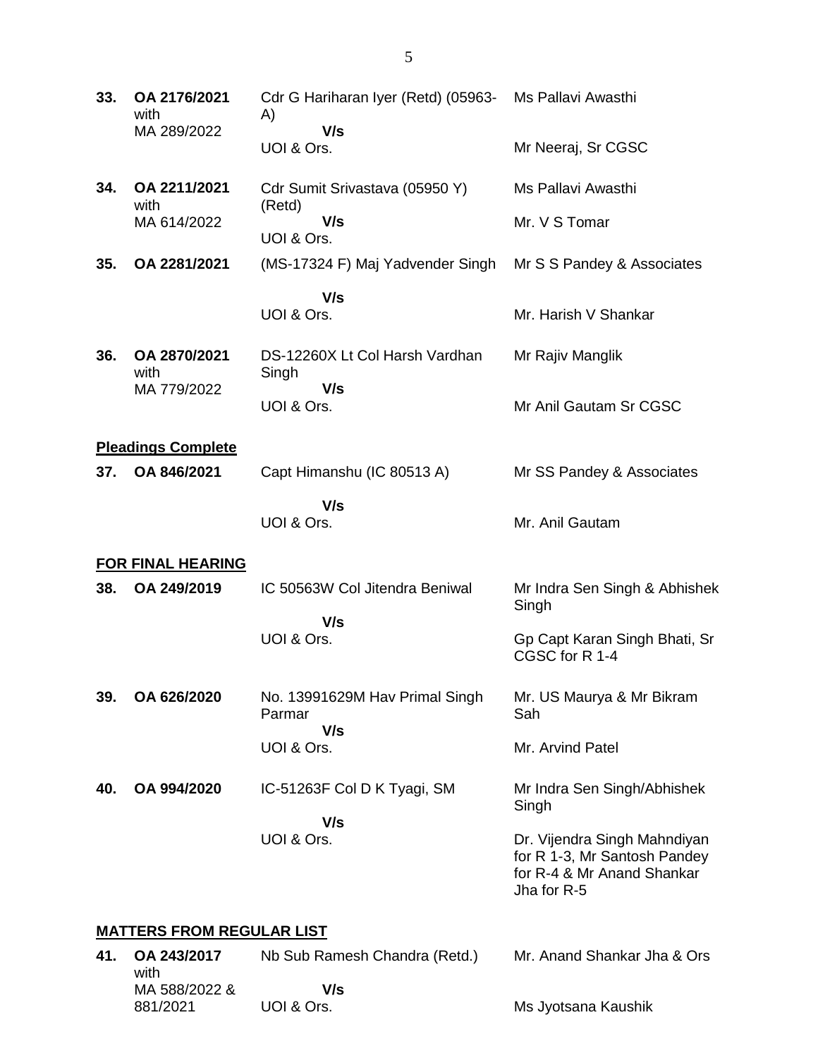| | | | |
|---|---|---|---|
| **33.** | **OA 2176/2021** with MA 289/2022 | Cdr G Hariharan Iyer (Retd) (05963-A) **V/s** UOI & Ors. | Ms Pallavi Awasthi<br><br>Mr Neeraj, Sr CGSC |
| **34.** | **OA 2211/2021** with MA 614/2022 | Cdr Sumit Srivastava (05950 Y) (Retd) **V/s** UOI & Ors. | Ms Pallavi Awasthi<br><br>Mr. V S Tomar |
| **35.** | **OA 2281/2021** | (MS-17324 F) Maj Yadvender Singh **V/s** UOI & Ors. | Mr S S Pandey & Associates<br><br>Mr. Harish V Shankar |
| **36.** | **OA 2870/2021** with MA 779/2022 | DS-12260X Lt Col Harsh Vardhan Singh **V/s** UOI & Ors. | Mr Rajiv Manglik<br><br>Mr Anil Gautam Sr CGSC |

**Pleadings Complete**

| | | | |
|---|---|---|---|
| **37.** | **OA 846/2021** | Capt Himanshu (IC 80513 A) **V/s** UOI & Ors. | Mr SS Pandey & Associates<br><br>Mr. Anil Gautam |

**FOR FINAL HEARING**

| | | | |
|---|---|---|---|
| **38.** | **OA 249/2019** | IC 50563W Col Jitendra Beniwal **V/s** UOI & Ors. | Mr Indra Sen Singh & Abhishek Singh<br><br>Gp Capt Karan Singh Bhati, Sr CGSC for R 1-4 |
| **39.** | **OA 626/2020** | No. 13991629M Hav Primal Singh Parmar **V/s** UOI & Ors. | Mr. US Maurya & Mr Bikram Sah<br><br>Mr. Arvind Patel |
| **40.** | **OA 994/2020** | IC-51263F Col D K Tyagi, SM **V/s** UOI & Ors. | Mr Indra Sen Singh/Abhishek Singh<br><br>Dr. Vijendra Singh Mahndiyan for R 1-3, Mr Santosh Pandey for R-4 & Mr Anand Shankar Jha for R-5 |

**MATTERS FROM REGULAR LIST**

| | | | |
|---|---|---|---|
| **41.** | **OA 243/2017** with MA 588/2022 & 881/2021 | Nb Sub Ramesh Chandra (Retd.) **V/s** UOI & Ors. | Mr. Anand Shankar Jha & Ors<br><br>Ms Jyotsana Kaushik |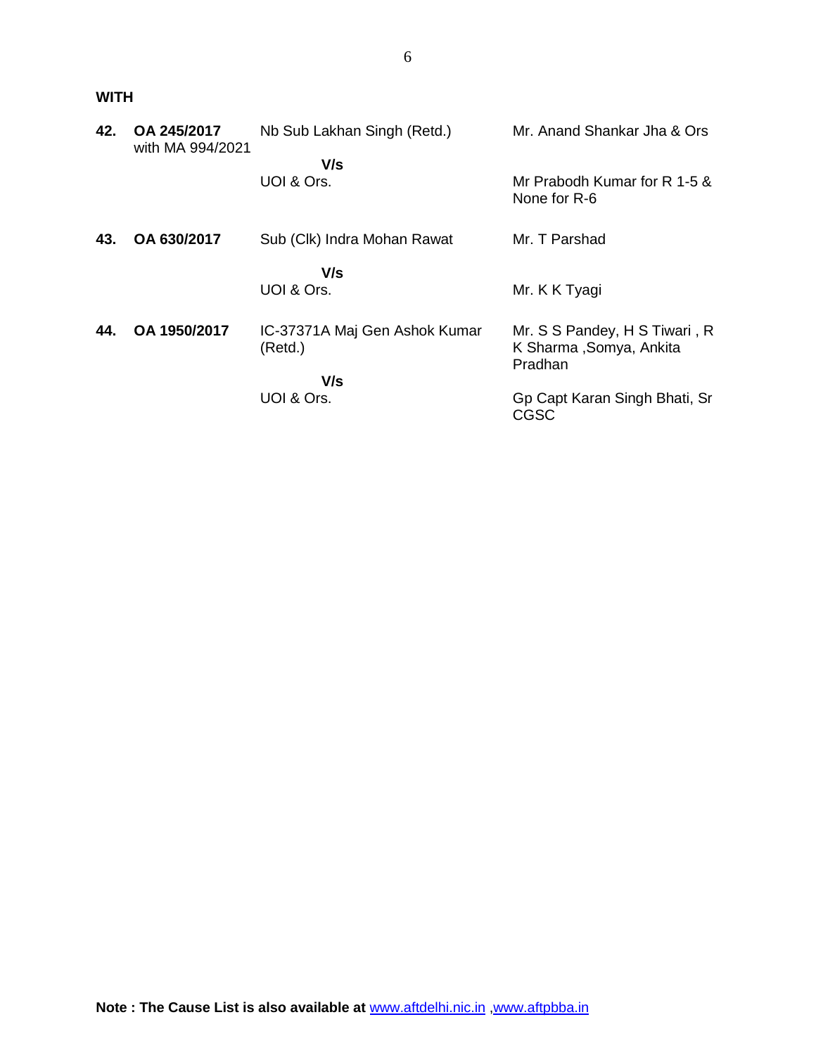**WITH**

| | | | |
|---|---|---|---|
| **42.** | **OA 245/2017** with MA 994/2021 | Nb Sub Lakhan Singh (Retd.) **V/s** UOI & Ors. | Mr. Anand Shankar Jha & Ors<br><br>Mr Prabodh Kumar for R 1-5 & None for R-6 |
| **43.** | **OA 630/2017** | Sub (Clk) Indra Mohan Rawat **V/s** UOI & Ors. | Mr. T Parshad<br><br>Mr. K K Tyagi |
| **44.** | **OA 1950/2017** | IC-37371A Maj Gen Ashok Kumar (Retd.) **V/s** UOI & Ors. | Mr. S S Pandey, H S Tiwari , R K Sharma ,Somya, Ankita Pradhan<br><br>Gp Capt Karan Singh Bhati, Sr CGSC |

**Note : The Cause List is also available at** www.aftdelhi.nic.in ,www.aftpbba.in